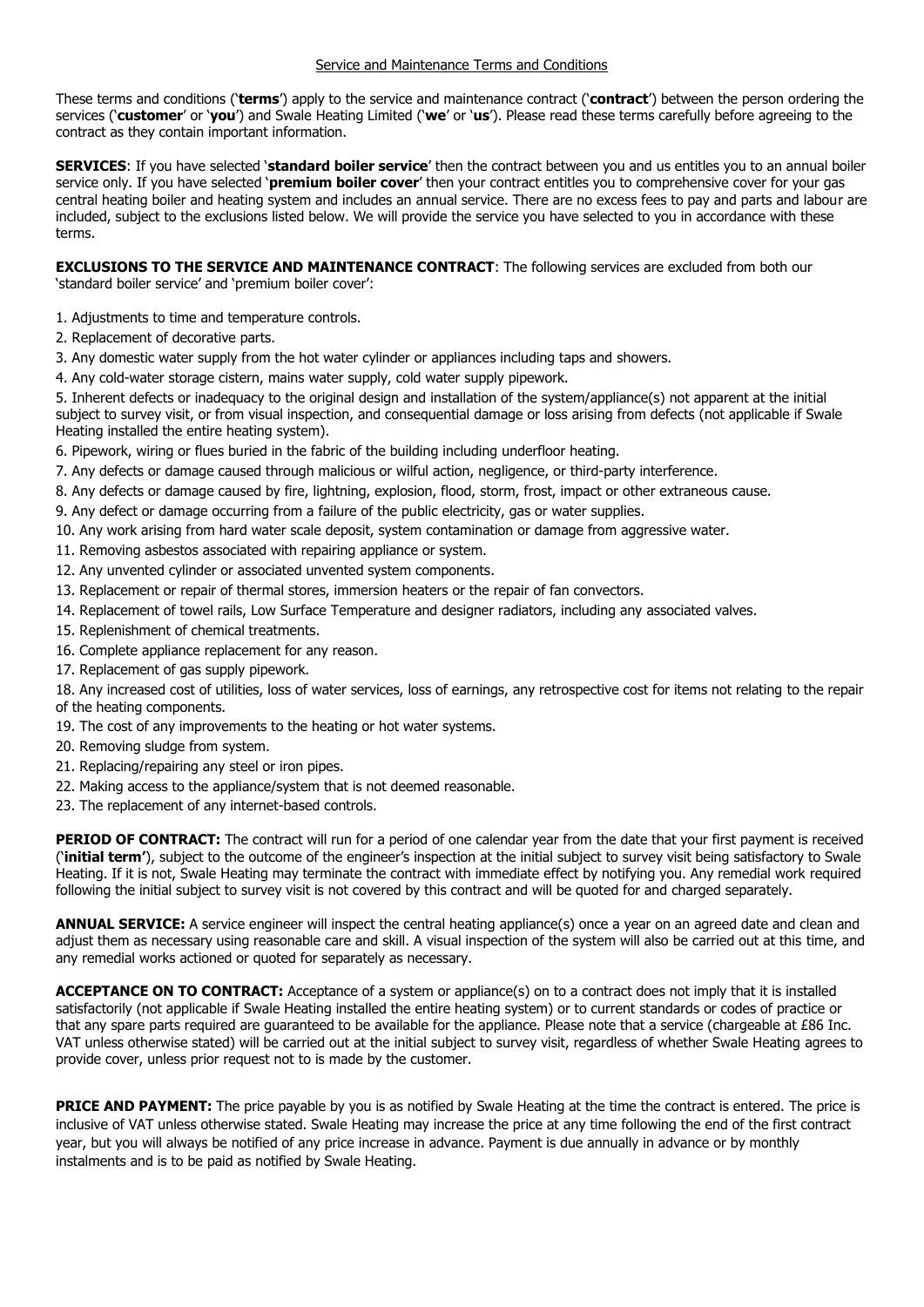Service and Maintenance Terms and Conditions

These terms and conditions ('**terms**') apply to the service and maintenance contract ('**contract**') between the person ordering the services ('**customer**' or '**you**') and Swale Heating Limited ('**we**' or '**us**'). Please read these terms carefully before agreeing to the contract as they contain important information.

**SERVICES**: If you have selected '**standard boiler service**' then the contract between you and us entitles you to an annual boiler service only. If you have selected '**premium boiler cover**' then your contract entitles you to comprehensive cover for your gas central heating boiler and heating system and includes an annual service. There are no excess fees to pay and parts and labour are included, subject to the exclusions listed below. We will provide the service you have selected to you in accordance with these terms.

**EXCLUSIONS TO THE SERVICE AND MAINTENANCE CONTRACT**: The following services are excluded from both our 'standard boiler service' and 'premium boiler cover':

1. Adjustments to time and temperature controls.
2. Replacement of decorative parts.
3. Any domestic water supply from the hot water cylinder or appliances including taps and showers.
4. Any cold-water storage cistern, mains water supply, cold water supply pipework.
5. Inherent defects or inadequacy to the original design and installation of the system/appliance(s) not apparent at the initial subject to survey visit, or from visual inspection, and consequential damage or loss arising from defects (not applicable if Swale Heating installed the entire heating system).
6. Pipework, wiring or flues buried in the fabric of the building including underfloor heating.
7. Any defects or damage caused through malicious or wilful action, negligence, or third-party interference.
8. Any defects or damage caused by fire, lightning, explosion, flood, storm, frost, impact or other extraneous cause.
9. Any defect or damage occurring from a failure of the public electricity, gas or water supplies.
10. Any work arising from hard water scale deposit, system contamination or damage from aggressive water.
11. Removing asbestos associated with repairing appliance or system.
12. Any unvented cylinder or associated unvented system components.
13. Replacement or repair of thermal stores, immersion heaters or the repair of fan convectors.
14. Replacement of towel rails, Low Surface Temperature and designer radiators, including any associated valves.
15. Replenishment of chemical treatments.
16. Complete appliance replacement for any reason.
17. Replacement of gas supply pipework.
18. Any increased cost of utilities, loss of water services, loss of earnings, any retrospective cost for items not relating to the repair of the heating components.
19. The cost of any improvements to the heating or hot water systems.
20. Removing sludge from system.
21. Replacing/repairing any steel or iron pipes.
22. Making access to the appliance/system that is not deemed reasonable.
23. The replacement of any internet-based controls.

**PERIOD OF CONTRACT:** The contract will run for a period of one calendar year from the date that your first payment is received ('**initial term'**), subject to the outcome of the engineer's inspection at the initial subject to survey visit being satisfactory to Swale Heating. If it is not, Swale Heating may terminate the contract with immediate effect by notifying you. Any remedial work required following the initial subject to survey visit is not covered by this contract and will be quoted for and charged separately.

**ANNUAL SERVICE:** A service engineer will inspect the central heating appliance(s) once a year on an agreed date and clean and adjust them as necessary using reasonable care and skill. A visual inspection of the system will also be carried out at this time, and any remedial works actioned or quoted for separately as necessary.

**ACCEPTANCE ON TO CONTRACT:** Acceptance of a system or appliance(s) on to a contract does not imply that it is installed satisfactorily (not applicable if Swale Heating installed the entire heating system) or to current standards or codes of practice or that any spare parts required are guaranteed to be available for the appliance. Please note that a service (chargeable at £86 Inc. VAT unless otherwise stated) will be carried out at the initial subject to survey visit, regardless of whether Swale Heating agrees to provide cover, unless prior request not to is made by the customer.

**PRICE AND PAYMENT:** The price payable by you is as notified by Swale Heating at the time the contract is entered. The price is inclusive of VAT unless otherwise stated. Swale Heating may increase the price at any time following the end of the first contract year, but you will always be notified of any price increase in advance. Payment is due annually in advance or by monthly instalments and is to be paid as notified by Swale Heating.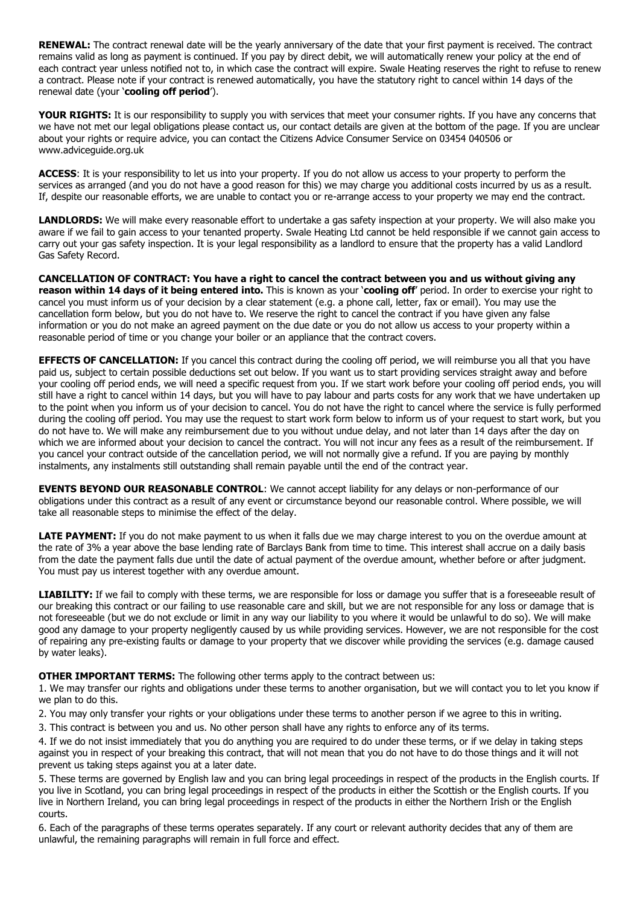**RENEWAL:** The contract renewal date will be the yearly anniversary of the date that your first payment is received. The contract remains valid as long as payment is continued. If you pay by direct debit, we will automatically renew your policy at the end of each contract year unless notified not to, in which case the contract will expire. Swale Heating reserves the right to refuse to renew a contract. Please note if your contract is renewed automatically, you have the statutory right to cancel within 14 days of the renewal date (your '**cooling off period**').

**YOUR RIGHTS:** It is our responsibility to supply you with services that meet your consumer rights. If you have any concerns that we have not met our legal obligations please contact us, our contact details are given at the bottom of the page. If you are unclear about your rights or require advice, you can contact the Citizens Advice Consumer Service on 03454 040506 or www.adviceguide.org.uk

**ACCESS**: It is your responsibility to let us into your property. If you do not allow us access to your property to perform the services as arranged (and you do not have a good reason for this) we may charge you additional costs incurred by us as a result. If, despite our reasonable efforts, we are unable to contact you or re-arrange access to your property we may end the contract.

**LANDLORDS:** We will make every reasonable effort to undertake a gas safety inspection at your property. We will also make you aware if we fail to gain access to your tenanted property. Swale Heating Ltd cannot be held responsible if we cannot gain access to carry out your gas safety inspection. It is your legal responsibility as a landlord to ensure that the property has a valid Landlord Gas Safety Record.

**CANCELLATION OF CONTRACT: You have a right to cancel the contract between you and us without giving any reason within 14 days of it being entered into.** This is known as your '**cooling off**' period. In order to exercise your right to cancel you must inform us of your decision by a clear statement (e.g. a phone call, letter, fax or email). You may use the cancellation form below, but you do not have to. We reserve the right to cancel the contract if you have given any false information or you do not make an agreed payment on the due date or you do not allow us access to your property within a reasonable period of time or you change your boiler or an appliance that the contract covers.

**EFFECTS OF CANCELLATION:** If you cancel this contract during the cooling off period, we will reimburse you all that you have paid us, subject to certain possible deductions set out below. If you want us to start providing services straight away and before your cooling off period ends, we will need a specific request from you. If we start work before your cooling off period ends, you will still have a right to cancel within 14 days, but you will have to pay labour and parts costs for any work that we have undertaken up to the point when you inform us of your decision to cancel. You do not have the right to cancel where the service is fully performed during the cooling off period. You may use the request to start work form below to inform us of your request to start work, but you do not have to. We will make any reimbursement due to you without undue delay, and not later than 14 days after the day on which we are informed about your decision to cancel the contract. You will not incur any fees as a result of the reimbursement. If you cancel your contract outside of the cancellation period, we will not normally give a refund. If you are paying by monthly instalments, any instalments still outstanding shall remain payable until the end of the contract year.

**EVENTS BEYOND OUR REASONABLE CONTROL**: We cannot accept liability for any delays or non-performance of our obligations under this contract as a result of any event or circumstance beyond our reasonable control. Where possible, we will take all reasonable steps to minimise the effect of the delay.

**LATE PAYMENT:** If you do not make payment to us when it falls due we may charge interest to you on the overdue amount at the rate of 3% a year above the base lending rate of Barclays Bank from time to time. This interest shall accrue on a daily basis from the date the payment falls due until the date of actual payment of the overdue amount, whether before or after judgment. You must pay us interest together with any overdue amount.

**LIABILITY:** If we fail to comply with these terms, we are responsible for loss or damage you suffer that is a foreseeable result of our breaking this contract or our failing to use reasonable care and skill, but we are not responsible for any loss or damage that is not foreseeable (but we do not exclude or limit in any way our liability to you where it would be unlawful to do so). We will make good any damage to your property negligently caused by us while providing services. However, we are not responsible for the cost of repairing any pre-existing faults or damage to your property that we discover while providing the services (e.g. damage caused by water leaks).

**OTHER IMPORTANT TERMS:** The following other terms apply to the contract between us:

1. We may transfer our rights and obligations under these terms to another organisation, but we will contact you to let you know if we plan to do this.
2. You may only transfer your rights or your obligations under these terms to another person if we agree to this in writing.
3. This contract is between you and us. No other person shall have any rights to enforce any of its terms.
4. If we do not insist immediately that you do anything you are required to do under these terms, or if we delay in taking steps against you in respect of your breaking this contract, that will not mean that you do not have to do those things and it will not prevent us taking steps against you at a later date.
5. These terms are governed by English law and you can bring legal proceedings in respect of the products in the English courts. If you live in Scotland, you can bring legal proceedings in respect of the products in either the Scottish or the English courts. If you live in Northern Ireland, you can bring legal proceedings in respect of the products in either the Northern Irish or the English courts.
6. Each of the paragraphs of these terms operates separately. If any court or relevant authority decides that any of them are unlawful, the remaining paragraphs will remain in full force and effect.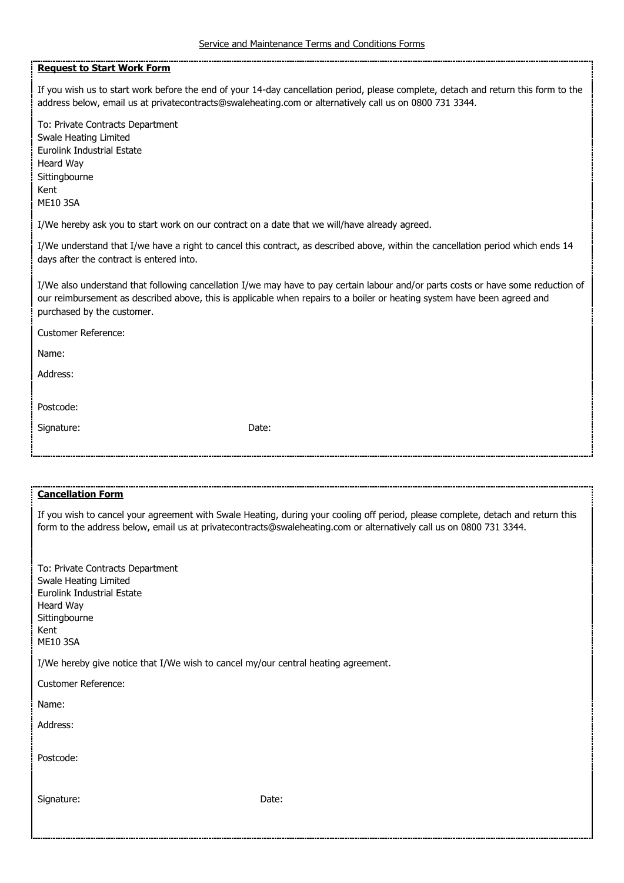Service and Maintenance Terms and Conditions Forms

## **Request to Start Work Form**

If you wish us to start work before the end of your 14-day cancellation period, please complete, detach and return this form to the address below, email us at privatecontracts@swaleheating.com or alternatively call us on 0800 731 3344.

To: Private Contracts Department
Swale Heating Limited
Eurolink Industrial Estate
Heard Way
Sittingbourne
Kent
ME10 3SA

I/We hereby ask you to start work on our contract on a date that we will/have already agreed.

I/We understand that I/we have a right to cancel this contract, as described above, within the cancellation period which ends 14 days after the contract is entered into.

I/We also understand that following cancellation I/we may have to pay certain labour and/or parts costs or have some reduction of our reimbursement as described above, this is applicable when repairs to a boiler or heating system have been agreed and purchased by the customer.

Customer Reference:

Name:

Address:

Postcode:

Signature: Date:

## **Cancellation Form**

If you wish to cancel your agreement with Swale Heating, during your cooling off period, please complete, detach and return this form to the address below, email us at privatecontracts@swaleheating.com or alternatively call us on 0800 731 3344.

To: Private Contracts Department
Swale Heating Limited
Eurolink Industrial Estate
Heard Way
Sittingbourne
Kent
ME10 3SA

I/We hereby give notice that I/We wish to cancel my/our central heating agreement.

Customer Reference:

Name:

Address:

Postcode:

Signature: Date: